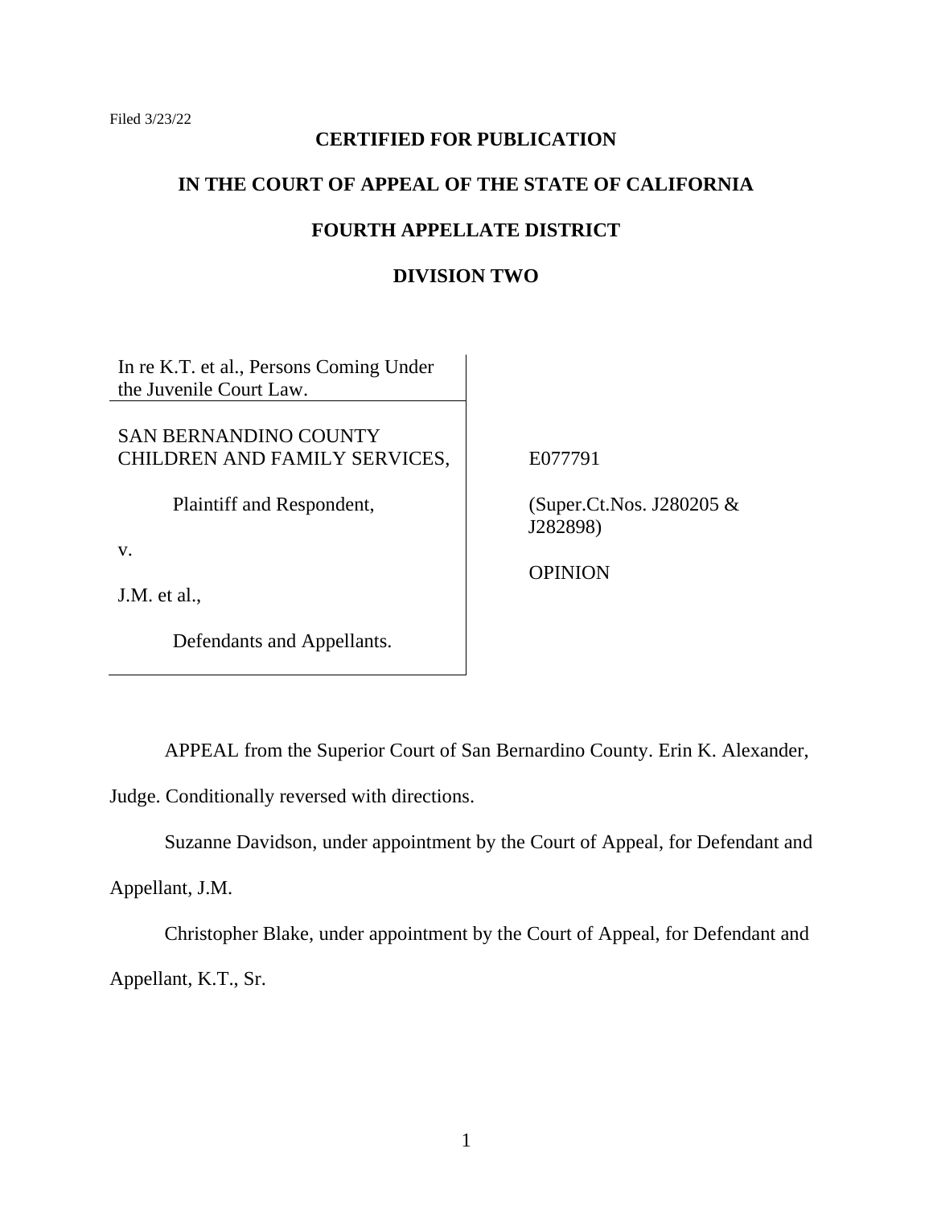Filed 3/23/22

**CERTIFIED FOR PUBLICATION**

**IN THE COURT OF APPEAL OF THE STATE OF CALIFORNIA**

**FOURTH APPELLATE DISTRICT**

**DIVISION TWO**

| | |
|---|---|
| In re K.T. et al., Persons Coming Under the Juvenile Court Law. | |
| SAN BERNANDINO COUNTY CHILDREN AND FAMILY SERVICES,<br><br>Plaintiff and Respondent,<br><br>v.<br><br>J.M. et al.,<br><br>Defendants and Appellants. | E077791<br><br>(Super.Ct.Nos. J280205 & J282898)<br><br>OPINION |

APPEAL from the Superior Court of San Bernardino County. Erin K. Alexander, Judge. Conditionally reversed with directions.

Suzanne Davidson, under appointment by the Court of Appeal, for Defendant and Appellant, J.M.

Christopher Blake, under appointment by the Court of Appeal, for Defendant and Appellant, K.T., Sr.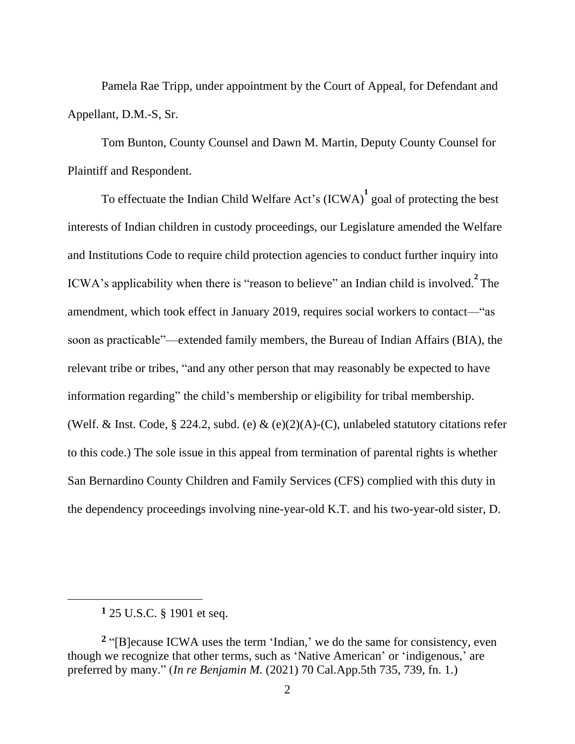Pamela Rae Tripp, under appointment by the Court of Appeal, for Defendant and Appellant, D.M.-S, Sr.

Tom Bunton, County Counsel and Dawn M. Martin, Deputy County Counsel for Plaintiff and Respondent.

To effectuate the Indian Child Welfare Act's (ICWA)[1] goal of protecting the best interests of Indian children in custody proceedings, our Legislature amended the Welfare and Institutions Code to require child protection agencies to conduct further inquiry into ICWA's applicability when there is "reason to believe" an Indian child is involved.[2] The amendment, which took effect in January 2019, requires social workers to contact—"as soon as practicable"—extended family members, the Bureau of Indian Affairs (BIA), the relevant tribe or tribes, "and any other person that may reasonably be expected to have information regarding" the child's membership or eligibility for tribal membership. (Welf. & Inst. Code, § 224.2, subd. (e) & (e)(2)(A)-(C), unlabeled statutory citations refer to this code.) The sole issue in this appeal from termination of parental rights is whether San Bernardino County Children and Family Services (CFS) complied with this duty in the dependency proceedings involving nine-year-old K.T. and his two-year-old sister, D.

---

**1** 25 U.S.C. § 1901 et seq.

**2** "[B]ecause ICWA uses the term 'Indian,' we do the same for consistency, even though we recognize that other terms, such as 'Native American' or 'indigenous,' are preferred by many." (*In re Benjamin M.* (2021) 70 Cal.App.5th 735, 739, fn. 1.)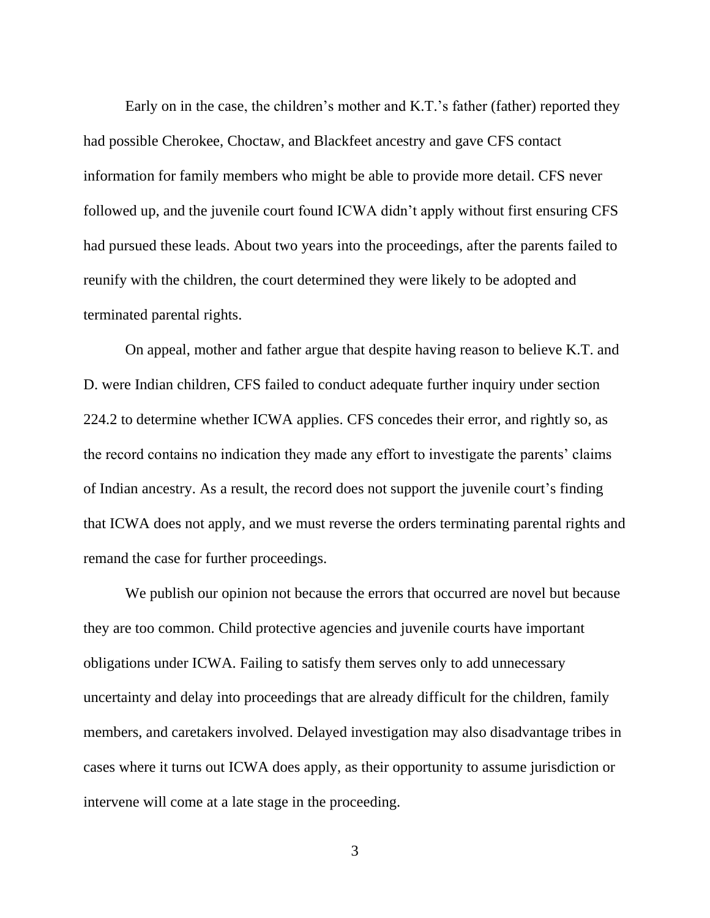Early on in the case, the children's mother and K.T.'s father (father) reported they had possible Cherokee, Choctaw, and Blackfeet ancestry and gave CFS contact information for family members who might be able to provide more detail. CFS never followed up, and the juvenile court found ICWA didn't apply without first ensuring CFS had pursued these leads. About two years into the proceedings, after the parents failed to reunify with the children, the court determined they were likely to be adopted and terminated parental rights.

On appeal, mother and father argue that despite having reason to believe K.T. and D. were Indian children, CFS failed to conduct adequate further inquiry under section 224.2 to determine whether ICWA applies. CFS concedes their error, and rightly so, as the record contains no indication they made any effort to investigate the parents' claims of Indian ancestry. As a result, the record does not support the juvenile court's finding that ICWA does not apply, and we must reverse the orders terminating parental rights and remand the case for further proceedings.

We publish our opinion not because the errors that occurred are novel but because they are too common. Child protective agencies and juvenile courts have important obligations under ICWA. Failing to satisfy them serves only to add unnecessary uncertainty and delay into proceedings that are already difficult for the children, family members, and caretakers involved. Delayed investigation may also disadvantage tribes in cases where it turns out ICWA does apply, as their opportunity to assume jurisdiction or intervene will come at a late stage in the proceeding.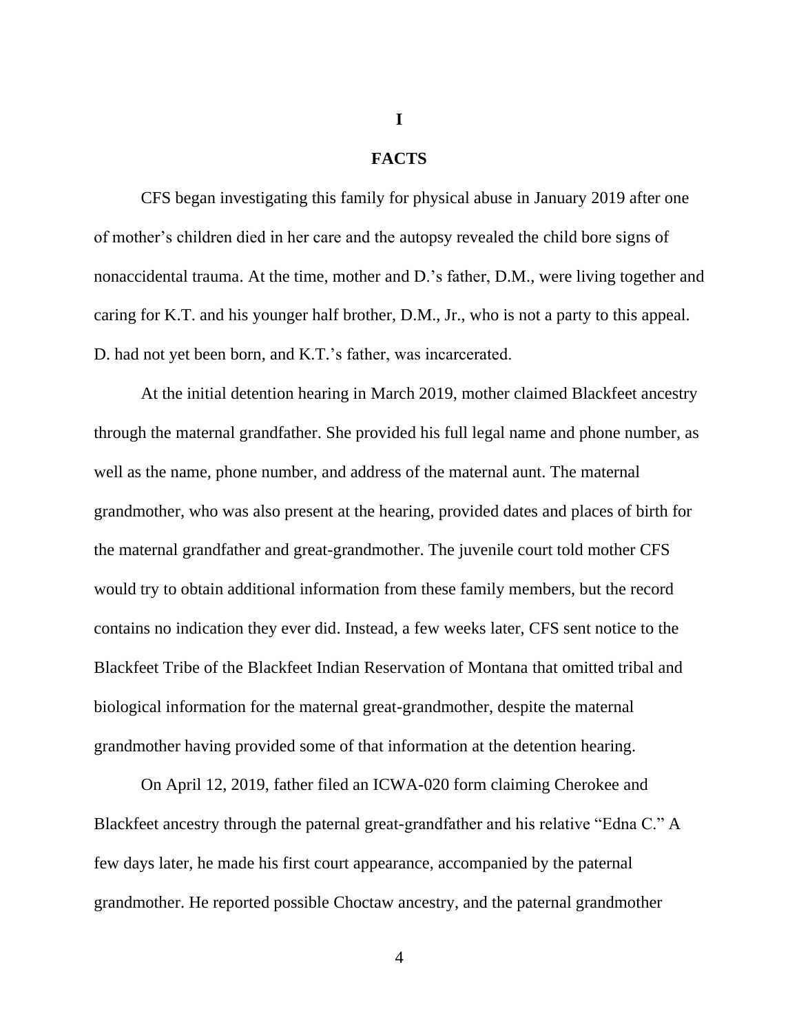# I

## FACTS

CFS began investigating this family for physical abuse in January 2019 after one of mother's children died in her care and the autopsy revealed the child bore signs of nonaccidental trauma. At the time, mother and D.'s father, D.M., were living together and caring for K.T. and his younger half brother, D.M., Jr., who is not a party to this appeal. D. had not yet been born, and K.T.'s father, was incarcerated.

At the initial detention hearing in March 2019, mother claimed Blackfeet ancestry through the maternal grandfather. She provided his full legal name and phone number, as well as the name, phone number, and address of the maternal aunt. The maternal grandmother, who was also present at the hearing, provided dates and places of birth for the maternal grandfather and great-grandmother. The juvenile court told mother CFS would try to obtain additional information from these family members, but the record contains no indication they ever did. Instead, a few weeks later, CFS sent notice to the Blackfeet Tribe of the Blackfeet Indian Reservation of Montana that omitted tribal and biological information for the maternal great-grandmother, despite the maternal grandmother having provided some of that information at the detention hearing.

On April 12, 2019, father filed an ICWA-020 form claiming Cherokee and Blackfeet ancestry through the paternal great-grandfather and his relative "Edna C." A few days later, he made his first court appearance, accompanied by the paternal grandmother. He reported possible Choctaw ancestry, and the paternal grandmother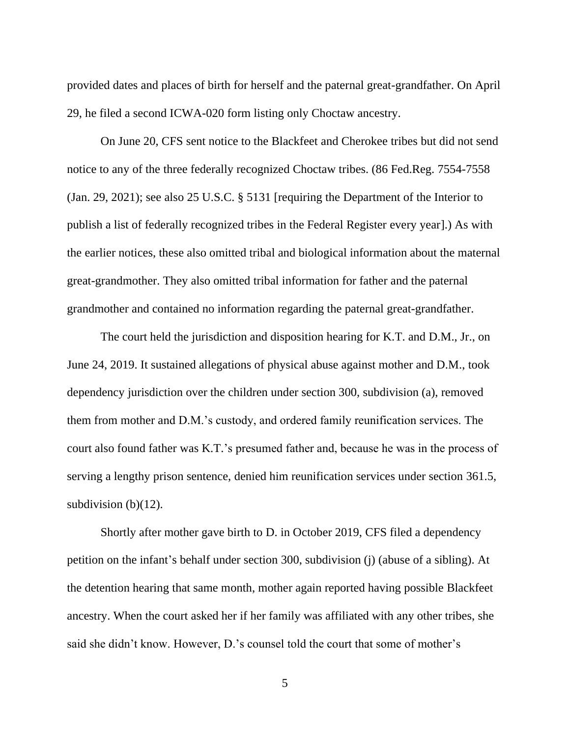provided dates and places of birth for herself and the paternal great-grandfather. On April 29, he filed a second ICWA-020 form listing only Choctaw ancestry.

On June 20, CFS sent notice to the Blackfeet and Cherokee tribes but did not send notice to any of the three federally recognized Choctaw tribes. (86 Fed.Reg. 7554-7558 (Jan. 29, 2021); see also 25 U.S.C. § 5131 [requiring the Department of the Interior to publish a list of federally recognized tribes in the Federal Register every year].) As with the earlier notices, these also omitted tribal and biological information about the maternal great-grandmother. They also omitted tribal information for father and the paternal grandmother and contained no information regarding the paternal great-grandfather.

The court held the jurisdiction and disposition hearing for K.T. and D.M., Jr., on June 24, 2019. It sustained allegations of physical abuse against mother and D.M., took dependency jurisdiction over the children under section 300, subdivision (a), removed them from mother and D.M.'s custody, and ordered family reunification services. The court also found father was K.T.'s presumed father and, because he was in the process of serving a lengthy prison sentence, denied him reunification services under section 361.5, subdivision (b)(12).

Shortly after mother gave birth to D. in October 2019, CFS filed a dependency petition on the infant's behalf under section 300, subdivision (j) (abuse of a sibling). At the detention hearing that same month, mother again reported having possible Blackfeet ancestry. When the court asked her if her family was affiliated with any other tribes, she said she didn't know. However, D.'s counsel told the court that some of mother's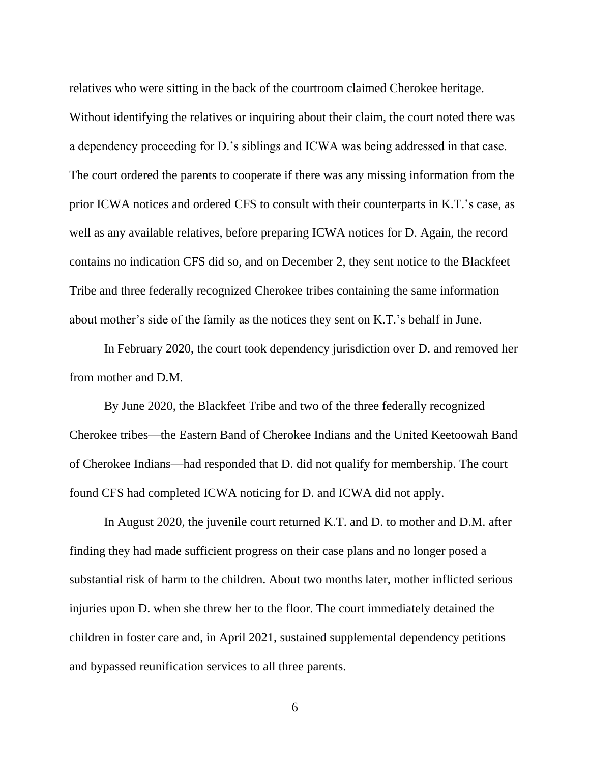relatives who were sitting in the back of the courtroom claimed Cherokee heritage. Without identifying the relatives or inquiring about their claim, the court noted there was a dependency proceeding for D.'s siblings and ICWA was being addressed in that case. The court ordered the parents to cooperate if there was any missing information from the prior ICWA notices and ordered CFS to consult with their counterparts in K.T.'s case, as well as any available relatives, before preparing ICWA notices for D. Again, the record contains no indication CFS did so, and on December 2, they sent notice to the Blackfeet Tribe and three federally recognized Cherokee tribes containing the same information about mother's side of the family as the notices they sent on K.T.'s behalf in June.

In February 2020, the court took dependency jurisdiction over D. and removed her from mother and D.M.

By June 2020, the Blackfeet Tribe and two of the three federally recognized Cherokee tribes—the Eastern Band of Cherokee Indians and the United Keetoowah Band of Cherokee Indians—had responded that D. did not qualify for membership. The court found CFS had completed ICWA noticing for D. and ICWA did not apply.

In August 2020, the juvenile court returned K.T. and D. to mother and D.M. after finding they had made sufficient progress on their case plans and no longer posed a substantial risk of harm to the children. About two months later, mother inflicted serious injuries upon D. when she threw her to the floor. The court immediately detained the children in foster care and, in April 2021, sustained supplemental dependency petitions and bypassed reunification services to all three parents.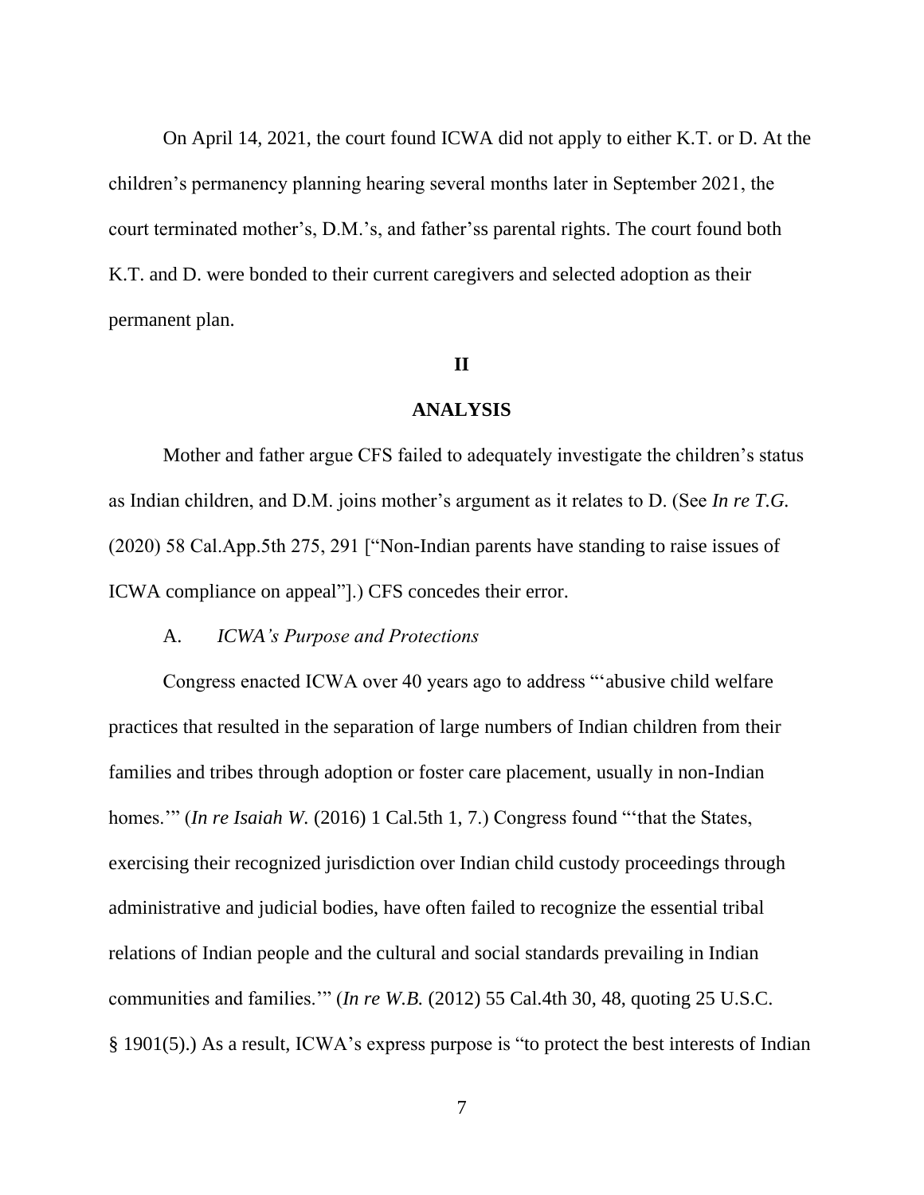On April 14, 2021, the court found ICWA did not apply to either K.T. or D. At the children's permanency planning hearing several months later in September 2021, the court terminated mother's, D.M.'s, and father'ss parental rights. The court found both K.T. and D. were bonded to their current caregivers and selected adoption as their permanent plan.

## II

## ANALYSIS

Mother and father argue CFS failed to adequately investigate the children's status as Indian children, and D.M. joins mother's argument as it relates to D. (See *In re T.G.* (2020) 58 Cal.App.5th 275, 291 ["Non-Indian parents have standing to raise issues of ICWA compliance on appeal"].) CFS concedes their error.

### A. *ICWA's Purpose and Protections*

Congress enacted ICWA over 40 years ago to address "'abusive child welfare practices that resulted in the separation of large numbers of Indian children from their families and tribes through adoption or foster care placement, usually in non-Indian homes.'" (*In re Isaiah W.* (2016) 1 Cal.5th 1, 7.) Congress found "'that the States, exercising their recognized jurisdiction over Indian child custody proceedings through administrative and judicial bodies, have often failed to recognize the essential tribal relations of Indian people and the cultural and social standards prevailing in Indian communities and families.'" (*In re W.B.* (2012) 55 Cal.4th 30, 48, quoting 25 U.S.C. § 1901(5).) As a result, ICWA's express purpose is "to protect the best interests of Indian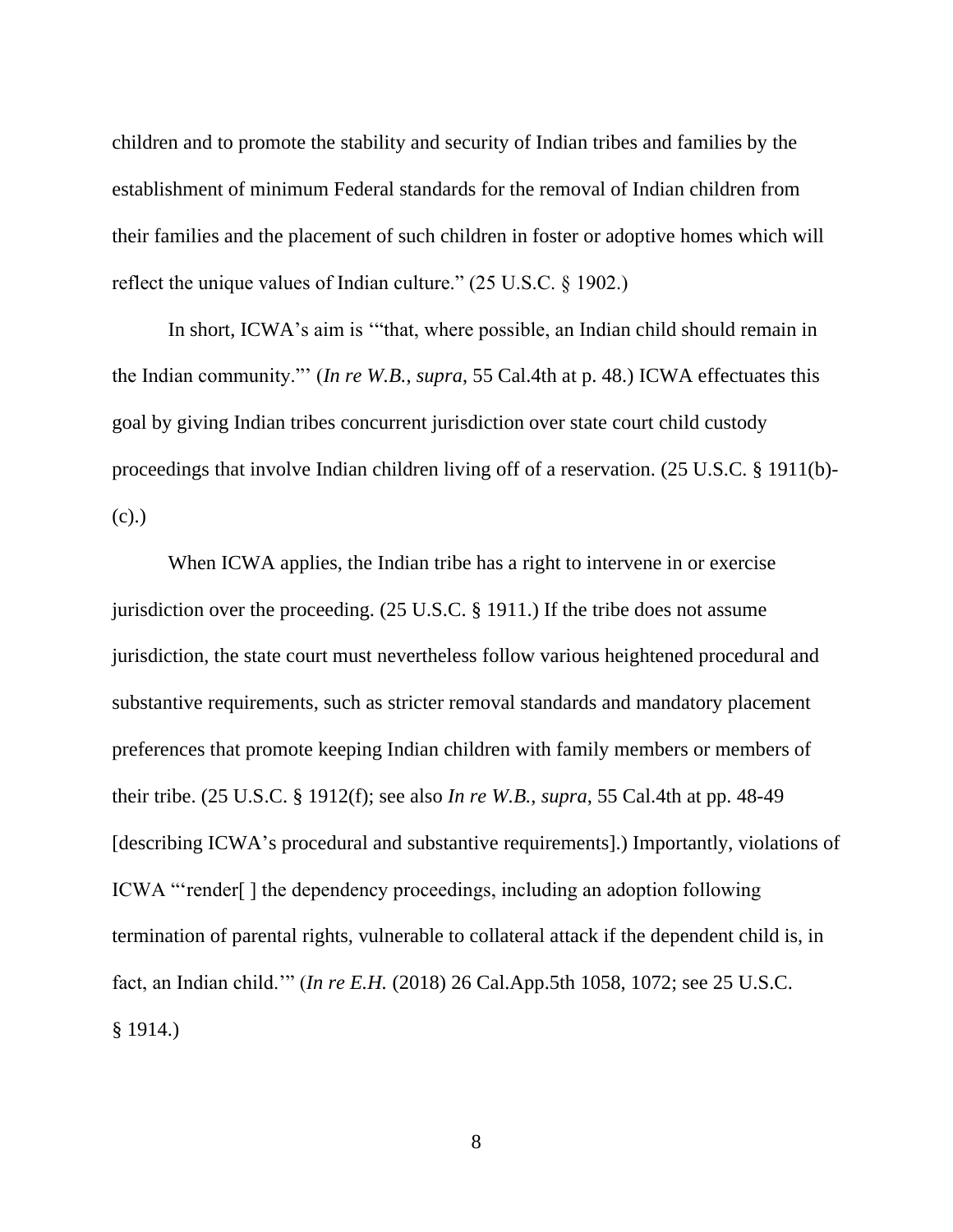children and to promote the stability and security of Indian tribes and families by the establishment of minimum Federal standards for the removal of Indian children from their families and the placement of such children in foster or adoptive homes which will reflect the unique values of Indian culture." (25 U.S.C. § 1902.)

In short, ICWA's aim is '"that, where possible, an Indian child should remain in the Indian community."' (*In re W.B.*, *supra*, 55 Cal.4th at p. 48.) ICWA effectuates this goal by giving Indian tribes concurrent jurisdiction over state court child custody proceedings that involve Indian children living off of a reservation. (25 U.S.C. § 1911(b)-(c).)

When ICWA applies, the Indian tribe has a right to intervene in or exercise jurisdiction over the proceeding. (25 U.S.C. § 1911.) If the tribe does not assume jurisdiction, the state court must nevertheless follow various heightened procedural and substantive requirements, such as stricter removal standards and mandatory placement preferences that promote keeping Indian children with family members or members of their tribe. (25 U.S.C. § 1912(f); see also *In re W.B.*, *supra*, 55 Cal.4th at pp. 48-49 [describing ICWA's procedural and substantive requirements].) Importantly, violations of ICWA "'render[ ] the dependency proceedings, including an adoption following termination of parental rights, vulnerable to collateral attack if the dependent child is, in fact, an Indian child.'" (*In re E.H.* (2018) 26 Cal.App.5th 1058, 1072; see 25 U.S.C. § 1914.)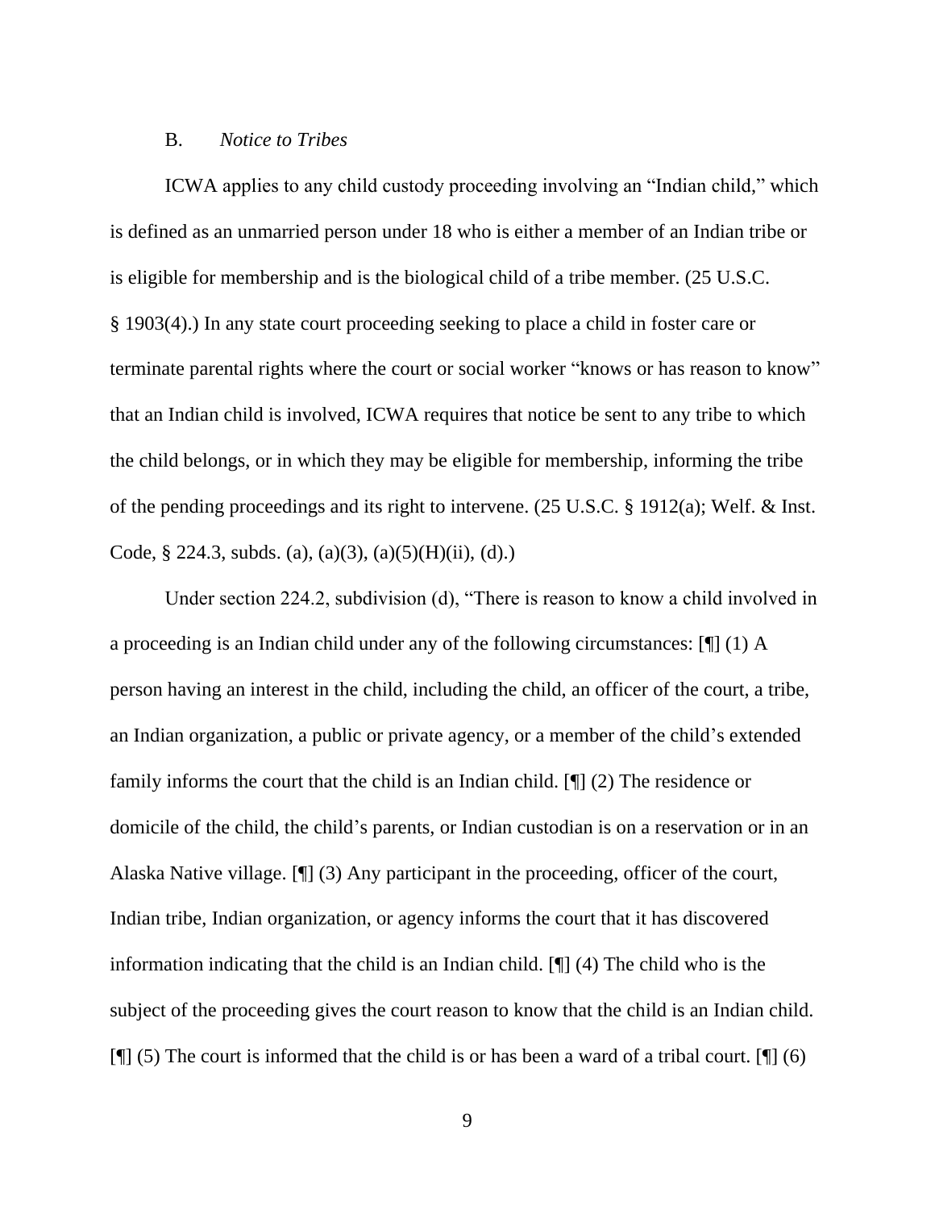### B. *Notice to Tribes*

ICWA applies to any child custody proceeding involving an "Indian child," which is defined as an unmarried person under 18 who is either a member of an Indian tribe or is eligible for membership and is the biological child of a tribe member. (25 U.S.C. § 1903(4).) In any state court proceeding seeking to place a child in foster care or terminate parental rights where the court or social worker "knows or has reason to know" that an Indian child is involved, ICWA requires that notice be sent to any tribe to which the child belongs, or in which they may be eligible for membership, informing the tribe of the pending proceedings and its right to intervene. (25 U.S.C. § 1912(a); Welf. & Inst. Code, § 224.3, subds. (a), (a)(3), (a)(5)(H)(ii), (d).)

Under section 224.2, subdivision (d), "There is reason to know a child involved in a proceeding is an Indian child under any of the following circumstances: [¶] (1) A person having an interest in the child, including the child, an officer of the court, a tribe, an Indian organization, a public or private agency, or a member of the child's extended family informs the court that the child is an Indian child. [¶] (2) The residence or domicile of the child, the child's parents, or Indian custodian is on a reservation or in an Alaska Native village. [¶] (3) Any participant in the proceeding, officer of the court, Indian tribe, Indian organization, or agency informs the court that it has discovered information indicating that the child is an Indian child. [¶] (4) The child who is the subject of the proceeding gives the court reason to know that the child is an Indian child. [¶] (5) The court is informed that the child is or has been a ward of a tribal court. [¶] (6)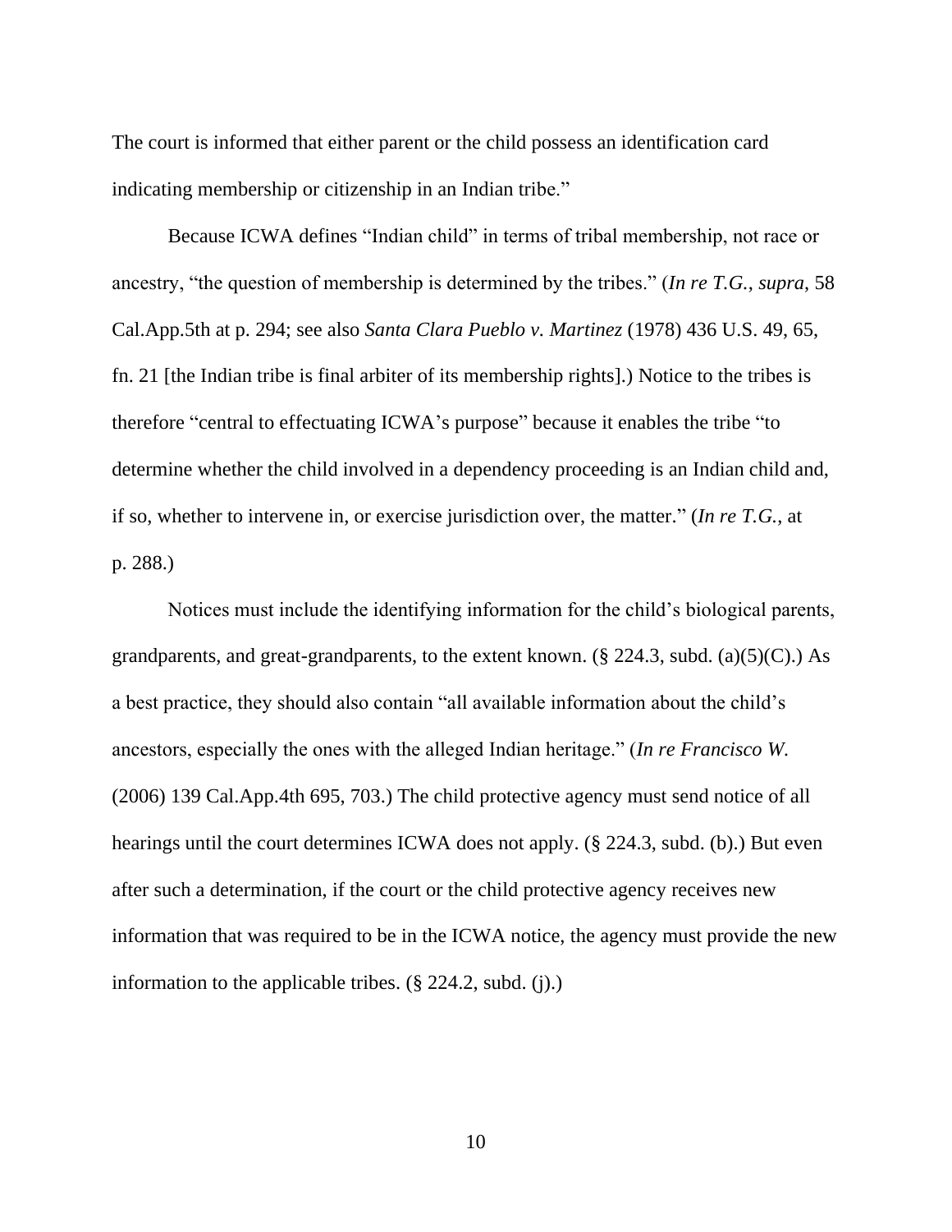The court is informed that either parent or the child possess an identification card indicating membership or citizenship in an Indian tribe."

Because ICWA defines "Indian child" in terms of tribal membership, not race or ancestry, "the question of membership is determined by the tribes." (*In re T.G.*, *supra*, 58 Cal.App.5th at p. 294; see also *Santa Clara Pueblo v. Martinez* (1978) 436 U.S. 49, 65, fn. 21 [the Indian tribe is final arbiter of its membership rights].) Notice to the tribes is therefore "central to effectuating ICWA's purpose" because it enables the tribe "to determine whether the child involved in a dependency proceeding is an Indian child and, if so, whether to intervene in, or exercise jurisdiction over, the matter." (*In re T.G.*, at p. 288.)

Notices must include the identifying information for the child's biological parents, grandparents, and great-grandparents, to the extent known. (§ 224.3, subd. (a)(5)(C).) As a best practice, they should also contain "all available information about the child's ancestors, especially the ones with the alleged Indian heritage." (*In re Francisco W.* (2006) 139 Cal.App.4th 695, 703.) The child protective agency must send notice of all hearings until the court determines ICWA does not apply. (§ 224.3, subd. (b).) But even after such a determination, if the court or the child protective agency receives new information that was required to be in the ICWA notice, the agency must provide the new information to the applicable tribes. (§ 224.2, subd. (j).)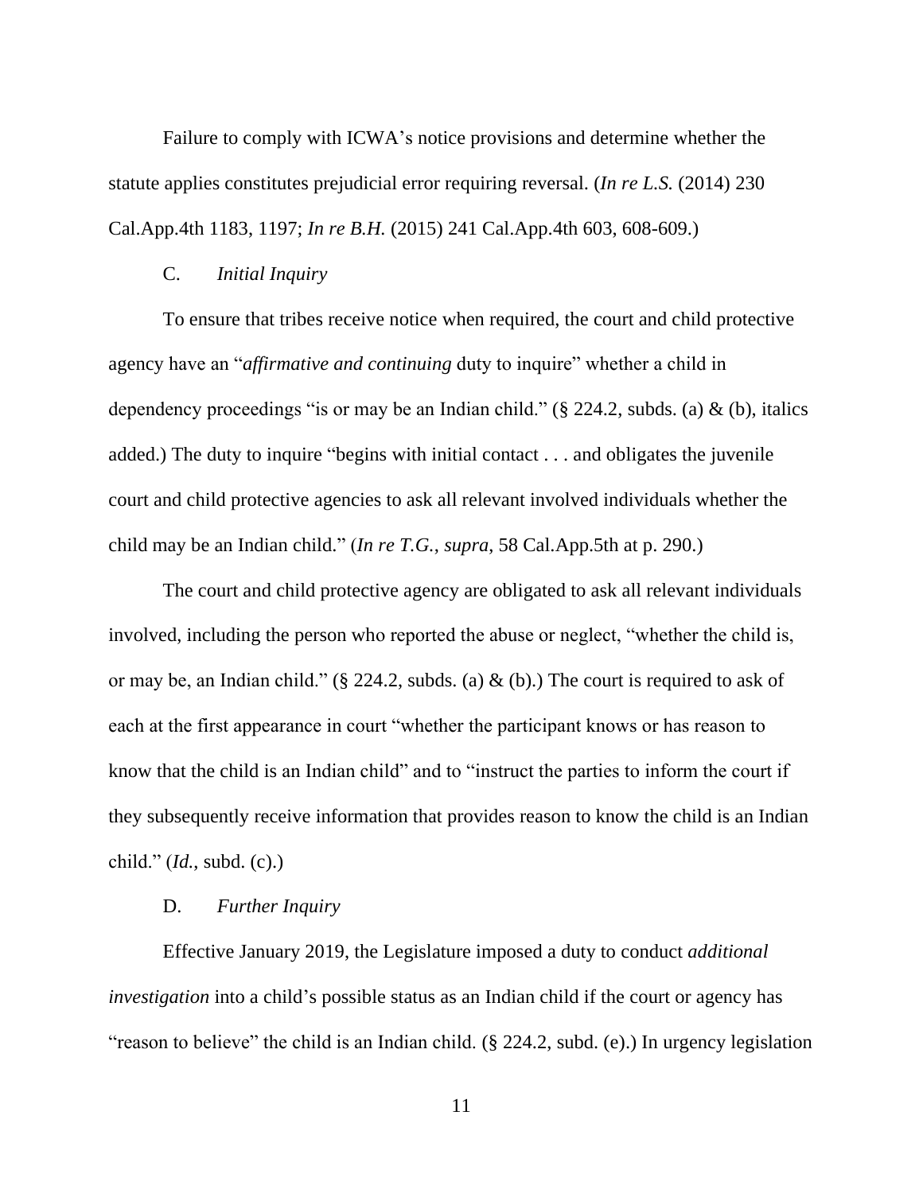Failure to comply with ICWA's notice provisions and determine whether the statute applies constitutes prejudicial error requiring reversal. (*In re L.S.* (2014) 230 Cal.App.4th 1183, 1197; *In re B.H.* (2015) 241 Cal.App.4th 603, 608-609.)

C. *Initial Inquiry*

To ensure that tribes receive notice when required, the court and child protective agency have an "*affirmative and continuing* duty to inquire" whether a child in dependency proceedings "is or may be an Indian child." (§ 224.2, subds. (a) & (b), italics added.) The duty to inquire "begins with initial contact . . . and obligates the juvenile court and child protective agencies to ask all relevant involved individuals whether the child may be an Indian child." (*In re T.G.*, *supra*, 58 Cal.App.5th at p. 290.)

The court and child protective agency are obligated to ask all relevant individuals involved, including the person who reported the abuse or neglect, "whether the child is, or may be, an Indian child." (§ 224.2, subds. (a) & (b).) The court is required to ask of each at the first appearance in court "whether the participant knows or has reason to know that the child is an Indian child" and to "instruct the parties to inform the court if they subsequently receive information that provides reason to know the child is an Indian child." (*Id.*, subd. (c).)

D. *Further Inquiry*

Effective January 2019, the Legislature imposed a duty to conduct *additional investigation* into a child's possible status as an Indian child if the court or agency has "reason to believe" the child is an Indian child. (§ 224.2, subd. (e).) In urgency legislation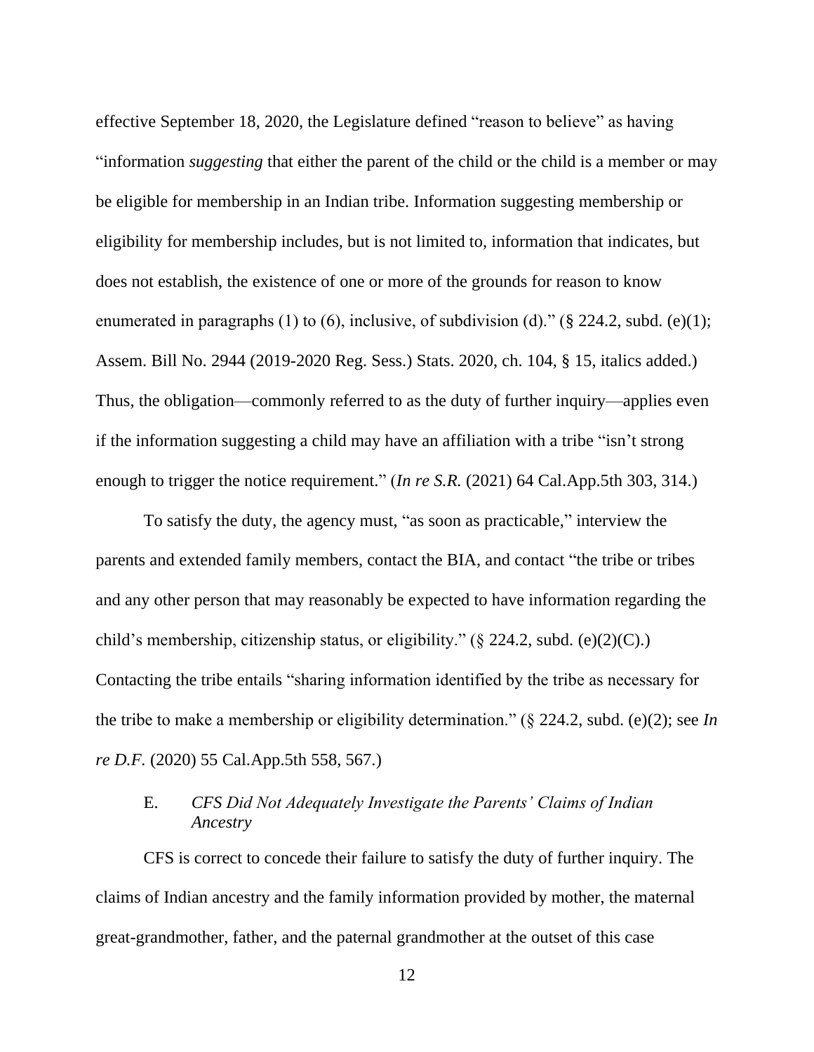effective September 18, 2020, the Legislature defined "reason to believe" as having "information *suggesting* that either the parent of the child or the child is a member or may be eligible for membership in an Indian tribe. Information suggesting membership or eligibility for membership includes, but is not limited to, information that indicates, but does not establish, the existence of one or more of the grounds for reason to know enumerated in paragraphs (1) to (6), inclusive, of subdivision (d)." (§ 224.2, subd. (e)(1); Assem. Bill No. 2944 (2019-2020 Reg. Sess.) Stats. 2020, ch. 104, § 15, italics added.) Thus, the obligation—commonly referred to as the duty of further inquiry—applies even if the information suggesting a child may have an affiliation with a tribe "isn't strong enough to trigger the notice requirement." (*In re S.R.* (2021) 64 Cal.App.5th 303, 314.)

To satisfy the duty, the agency must, "as soon as practicable," interview the parents and extended family members, contact the BIA, and contact "the tribe or tribes and any other person that may reasonably be expected to have information regarding the child's membership, citizenship status, or eligibility." (§ 224.2, subd. (e)(2)(C).) Contacting the tribe entails "sharing information identified by the tribe as necessary for the tribe to make a membership or eligibility determination." (§ 224.2, subd. (e)(2); see *In re D.F.* (2020) 55 Cal.App.5th 558, 567.)

### E. *CFS Did Not Adequately Investigate the Parents' Claims of Indian Ancestry*

CFS is correct to concede their failure to satisfy the duty of further inquiry. The claims of Indian ancestry and the family information provided by mother, the maternal great-grandmother, father, and the paternal grandmother at the outset of this case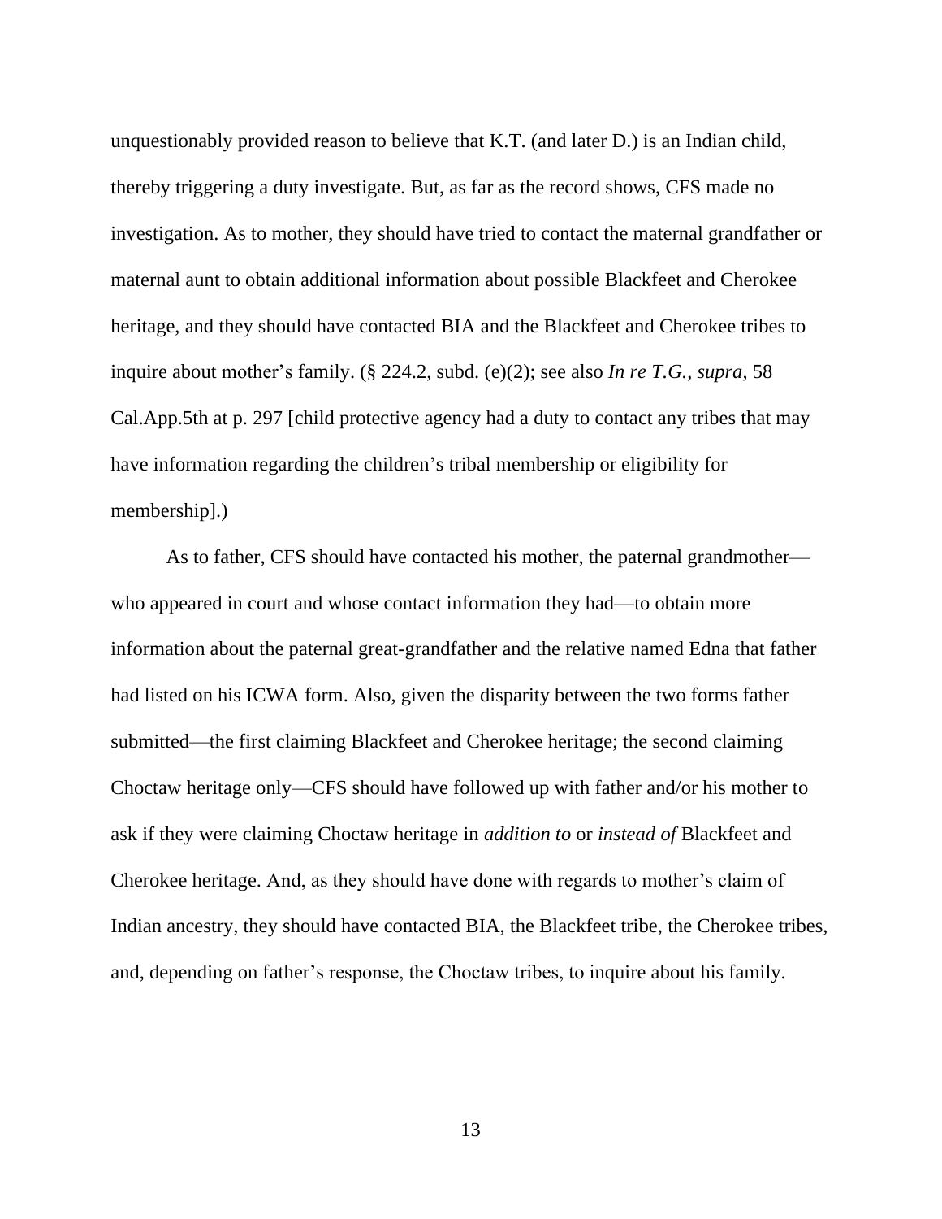unquestionably provided reason to believe that K.T. (and later D.) is an Indian child, thereby triggering a duty investigate. But, as far as the record shows, CFS made no investigation. As to mother, they should have tried to contact the maternal grandfather or maternal aunt to obtain additional information about possible Blackfeet and Cherokee heritage, and they should have contacted BIA and the Blackfeet and Cherokee tribes to inquire about mother's family. (§ 224.2, subd. (e)(2); see also *In re T.G.*, *supra*, 58 Cal.App.5th at p. 297 [child protective agency had a duty to contact any tribes that may have information regarding the children's tribal membership or eligibility for membership].)

As to father, CFS should have contacted his mother, the paternal grandmother—who appeared in court and whose contact information they had—to obtain more information about the paternal great-grandfather and the relative named Edna that father had listed on his ICWA form. Also, given the disparity between the two forms father submitted—the first claiming Blackfeet and Cherokee heritage; the second claiming Choctaw heritage only—CFS should have followed up with father and/or his mother to ask if they were claiming Choctaw heritage in *addition to* or *instead of* Blackfeet and Cherokee heritage. And, as they should have done with regards to mother's claim of Indian ancestry, they should have contacted BIA, the Blackfeet tribe, the Cherokee tribes, and, depending on father's response, the Choctaw tribes, to inquire about his family.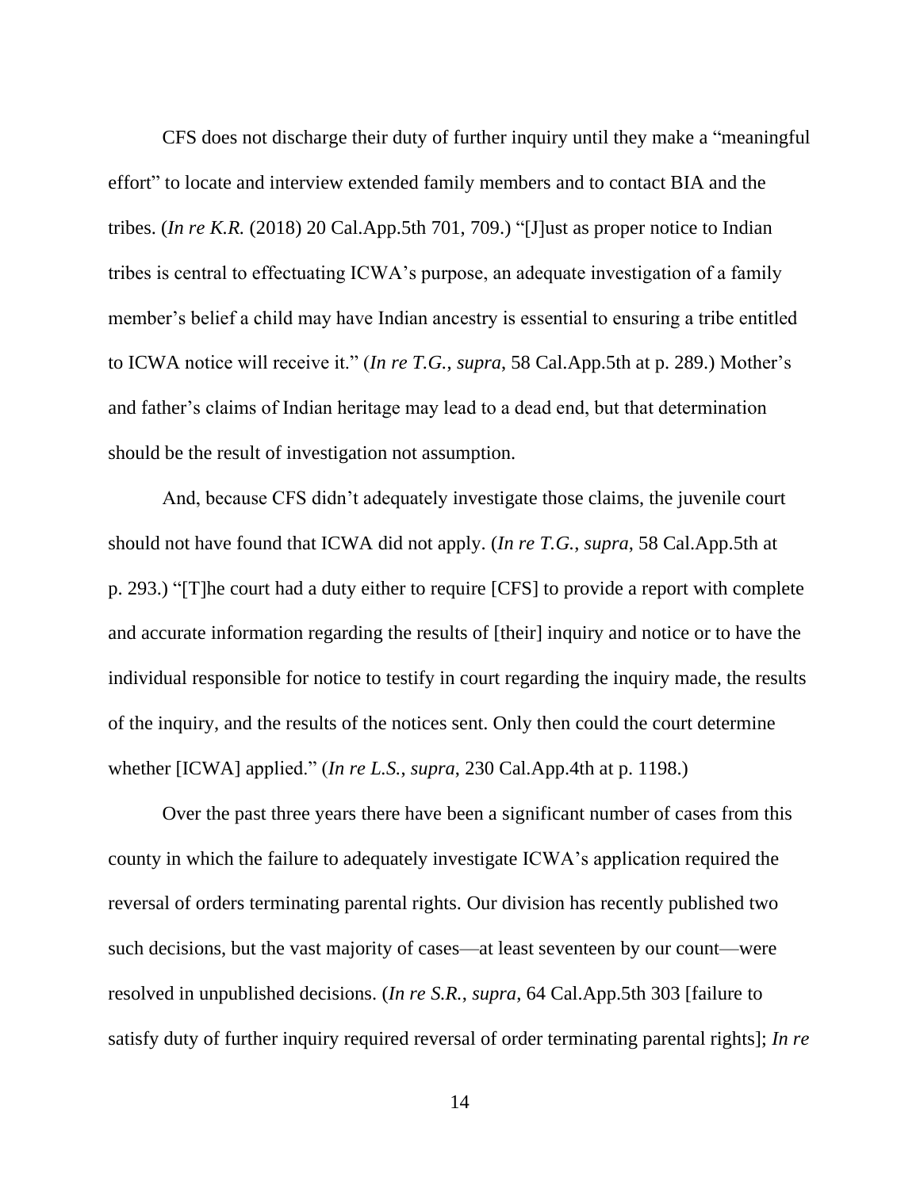CFS does not discharge their duty of further inquiry until they make a "meaningful effort" to locate and interview extended family members and to contact BIA and the tribes. (*In re K.R.* (2018) 20 Cal.App.5th 701, 709.) "[J]ust as proper notice to Indian tribes is central to effectuating ICWA's purpose, an adequate investigation of a family member's belief a child may have Indian ancestry is essential to ensuring a tribe entitled to ICWA notice will receive it." (*In re T.G.*, *supra*, 58 Cal.App.5th at p. 289.) Mother's and father's claims of Indian heritage may lead to a dead end, but that determination should be the result of investigation not assumption.

And, because CFS didn't adequately investigate those claims, the juvenile court should not have found that ICWA did not apply. (*In re T.G.*, *supra*, 58 Cal.App.5th at p. 293.) "[T]he court had a duty either to require [CFS] to provide a report with complete and accurate information regarding the results of [their] inquiry and notice or to have the individual responsible for notice to testify in court regarding the inquiry made, the results of the inquiry, and the results of the notices sent. Only then could the court determine whether [ICWA] applied." (*In re L.S.*, *supra*, 230 Cal.App.4th at p. 1198.)

Over the past three years there have been a significant number of cases from this county in which the failure to adequately investigate ICWA's application required the reversal of orders terminating parental rights. Our division has recently published two such decisions, but the vast majority of cases—at least seventeen by our count—were resolved in unpublished decisions. (*In re S.R.*, *supra*, 64 Cal.App.5th 303 [failure to satisfy duty of further inquiry required reversal of order terminating parental rights]; *In re*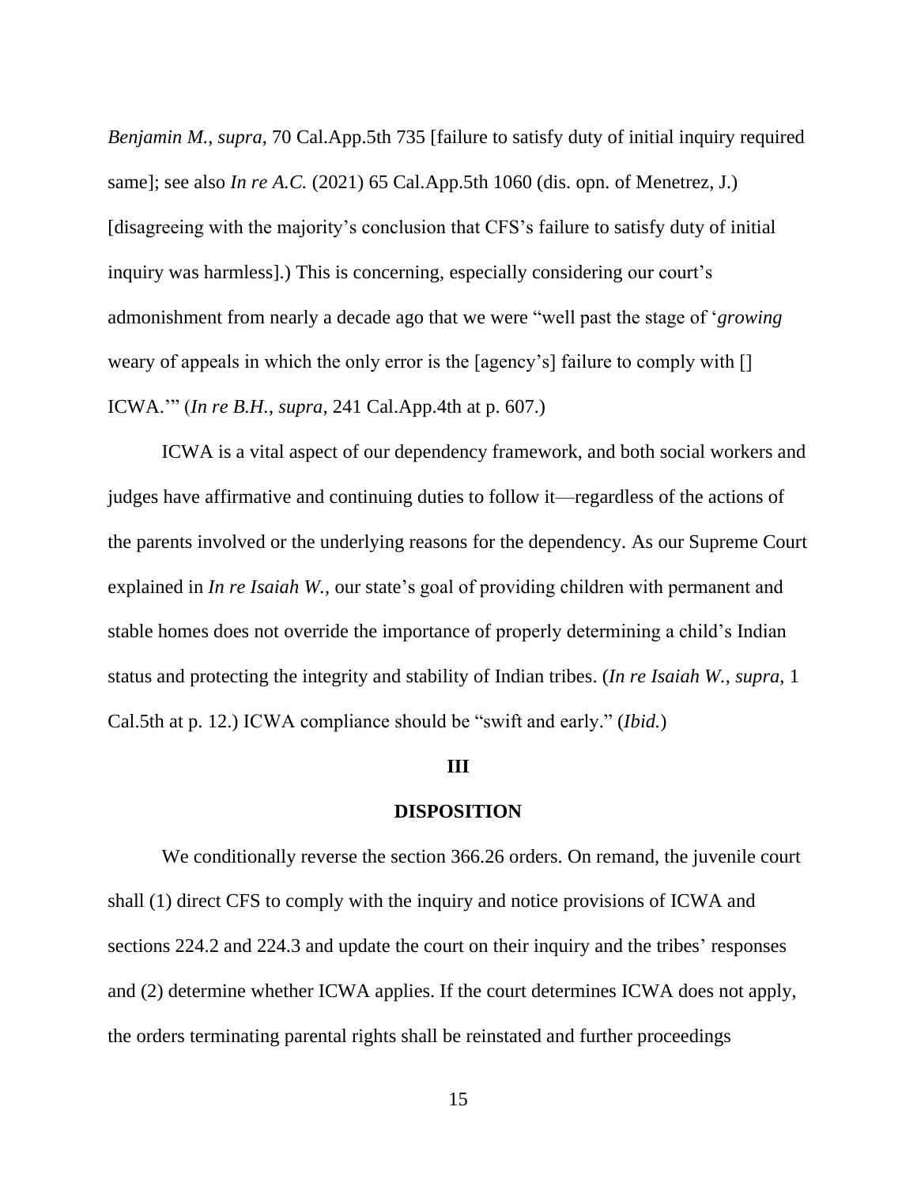*Benjamin M.*, *supra*, 70 Cal.App.5th 735 [failure to satisfy duty of initial inquiry required same]; see also *In re A.C.* (2021) 65 Cal.App.5th 1060 (dis. opn. of Menetrez, J.) [disagreeing with the majority's conclusion that CFS's failure to satisfy duty of initial inquiry was harmless].) This is concerning, especially considering our court's admonishment from nearly a decade ago that we were "well past the stage of '*growing* weary of appeals in which the only error is the [agency's] failure to comply with [] ICWA.'" (*In re B.H.*, *supra*, 241 Cal.App.4th at p. 607.)

ICWA is a vital aspect of our dependency framework, and both social workers and judges have affirmative and continuing duties to follow it—regardless of the actions of the parents involved or the underlying reasons for the dependency. As our Supreme Court explained in *In re Isaiah W.*, our state's goal of providing children with permanent and stable homes does not override the importance of properly determining a child's Indian status and protecting the integrity and stability of Indian tribes. (*In re Isaiah W.*, *supra*, 1 Cal.5th at p. 12.) ICWA compliance should be "swift and early." (*Ibid.*)

## III

## DISPOSITION

We conditionally reverse the section 366.26 orders. On remand, the juvenile court shall (1) direct CFS to comply with the inquiry and notice provisions of ICWA and sections 224.2 and 224.3 and update the court on their inquiry and the tribes' responses and (2) determine whether ICWA applies. If the court determines ICWA does not apply, the orders terminating parental rights shall be reinstated and further proceedings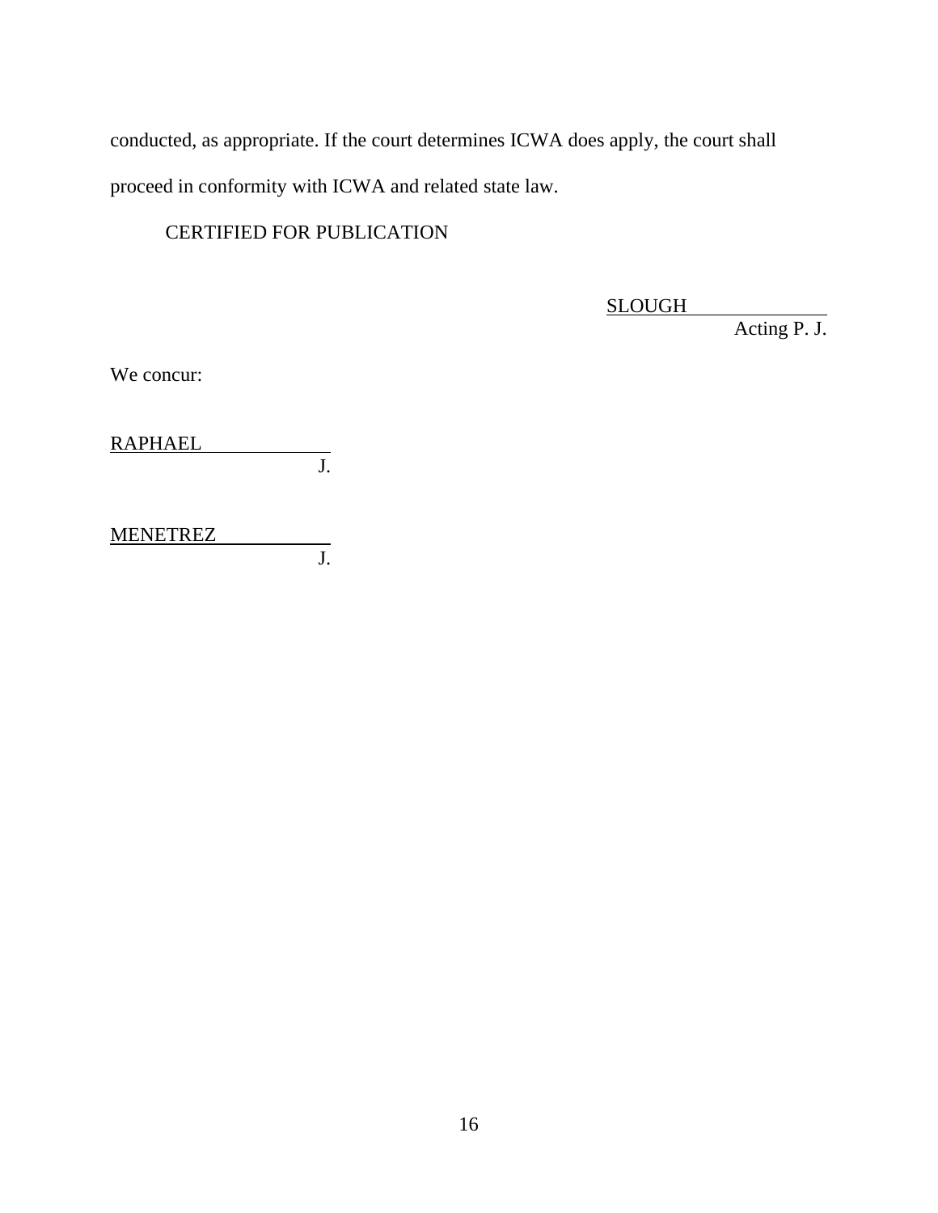conducted, as appropriate. If the court determines ICWA does apply, the court shall proceed in conformity with ICWA and related state law.

CERTIFIED FOR PUBLICATION

SLOUGH
Acting P. J.

We concur:

RAPHAEL
J.

MENETREZ
J.